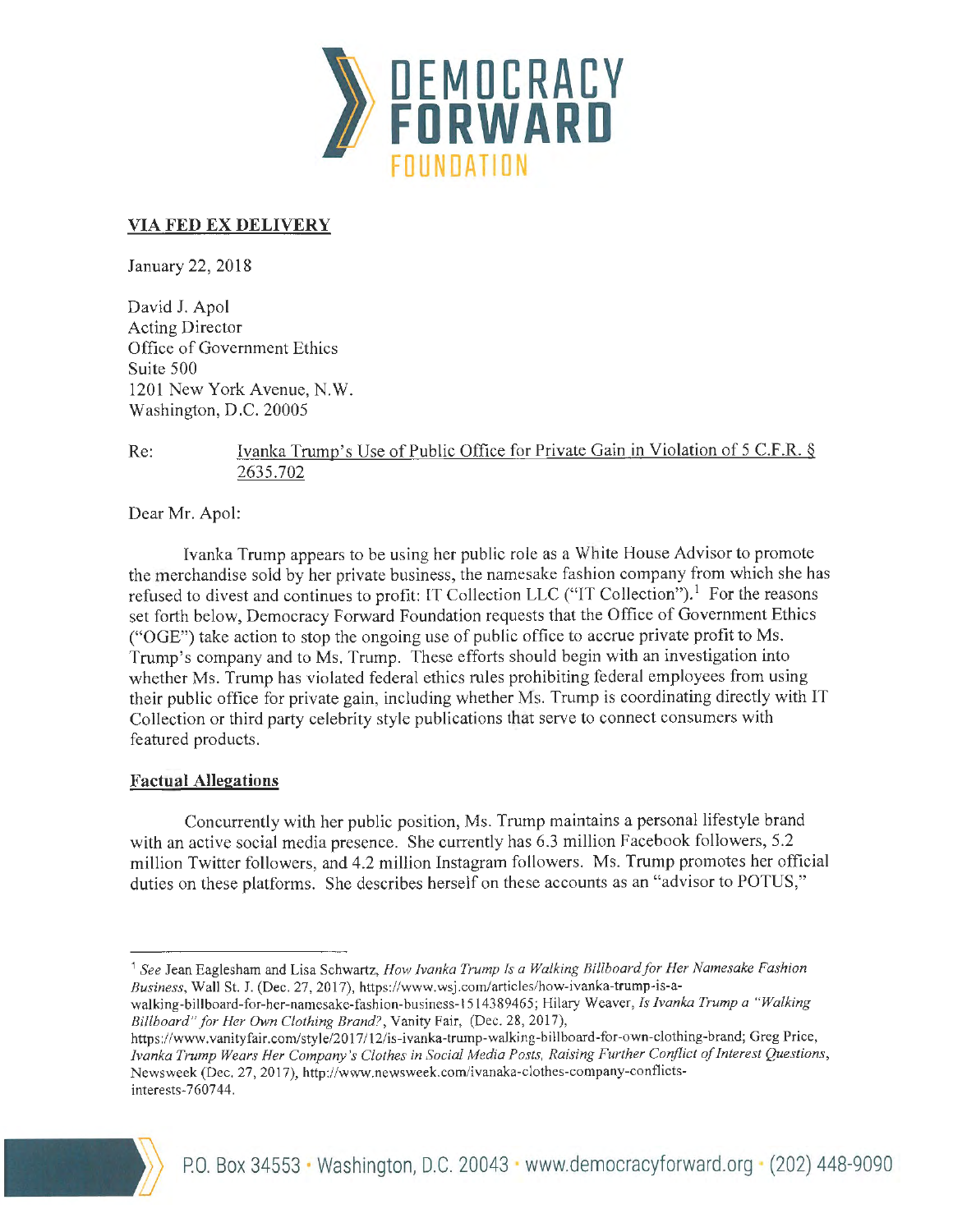DEMOCRACY FORWARD FOUNDATION

**VIA FED EX DELIVERY**

January 22, 2018

David J. Apol
Acting Director
Office of Government Ethics
Suite 500
1201 New York Avenue, N.W.
Washington, D.C. 20005

Re: Ivanka Trump's Use of Public Office for Private Gain in Violation of 5 C.F.R. § 2635.702

Dear Mr. Apol:

Ivanka Trump appears to be using her public role as a White House Advisor to promote the merchandise sold by her private business, the namesake fashion company from which she has refused to divest and continues to profit: IT Collection LLC ("IT Collection").[1] For the reasons set forth below, Democracy Forward Foundation requests that the Office of Government Ethics ("OGE") take action to stop the ongoing use of public office to accrue private profit to Ms. Trump's company and to Ms. Trump. These efforts should begin with an investigation into whether Ms. Trump has violated federal ethics rules prohibiting federal employees from using their public office for private gain, including whether Ms. Trump is coordinating directly with IT Collection or third party celebrity style publications that serve to connect consumers with featured products.

**Factual Allegations**

Concurrently with her public position, Ms. Trump maintains a personal lifestyle brand with an active social media presence. She currently has 6.3 million Facebook followers, 5.2 million Twitter followers, and 4.2 million Instagram followers. Ms. Trump promotes her official duties on these platforms. She describes herself on these accounts as an "advisor to POTUS,"

[1] *See* Jean Eaglesham and Lisa Schwartz, *How Ivanka Trump Is a Walking Billboard for Her Namesake Fashion Business*, Wall St. J. (Dec. 27, 2017), https://www.wsj.com/articles/how-ivanka-trump-is-a-walking-billboard-for-her-namesake-fashion-business-1514389465; Hilary Weaver, *Is Ivanka Trump a "Walking Billboard" for Her Own Clothing Brand?*, Vanity Fair, (Dec. 28, 2017), https://www.vanityfair.com/style/2017/12/is-ivanka-trump-walking-billboard-for-own-clothing-brand; Greg Price, *Ivanka Trump Wears Her Company's Clothes in Social Media Posts, Raising Further Conflict of Interest Questions*, Newsweek (Dec. 27, 2017), http://www.newsweek.com/ivanaka-clothes-company-conflicts-interests-760744.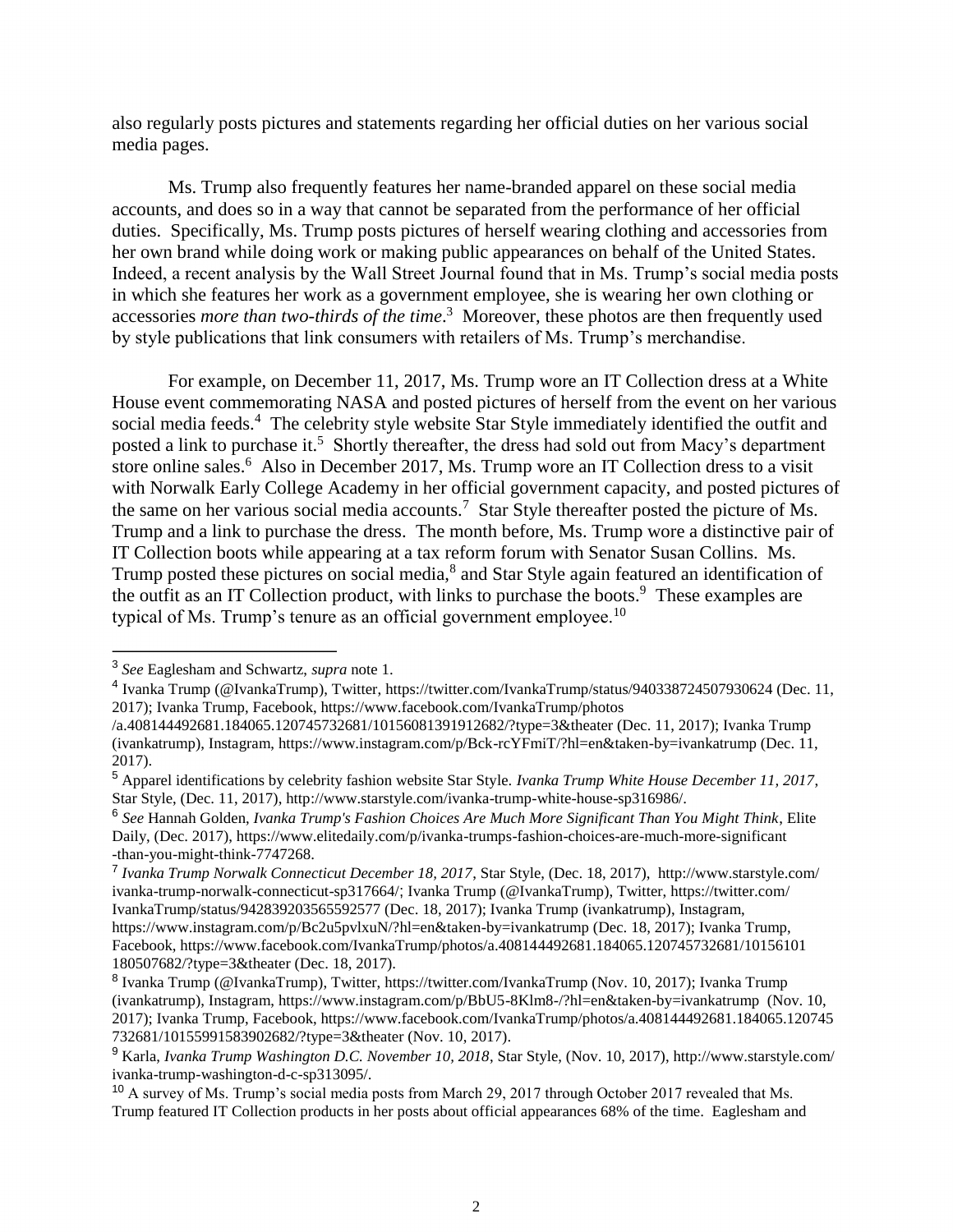also regularly posts pictures and statements regarding her official duties on her various social media pages.

Ms. Trump also frequently features her name-branded apparel on these social media accounts, and does so in a way that cannot be separated from the performance of her official duties. Specifically, Ms. Trump posts pictures of herself wearing clothing and accessories from her own brand while doing work or making public appearances on behalf of the United States. Indeed, a recent analysis by the Wall Street Journal found that in Ms. Trump's social media posts in which she features her work as a government employee, she is wearing her own clothing or accessories *more than two-thirds of the time*.[3] Moreover, these photos are then frequently used by style publications that link consumers with retailers of Ms. Trump's merchandise.

For example, on December 11, 2017, Ms. Trump wore an IT Collection dress at a White House event commemorating NASA and posted pictures of herself from the event on her various social media feeds.[4] The celebrity style website Star Style immediately identified the outfit and posted a link to purchase it.[5] Shortly thereafter, the dress had sold out from Macy's department store online sales.[6] Also in December 2017, Ms. Trump wore an IT Collection dress to a visit with Norwalk Early College Academy in her official government capacity, and posted pictures of the same on her various social media accounts.[7] Star Style thereafter posted the picture of Ms. Trump and a link to purchase the dress. The month before, Ms. Trump wore a distinctive pair of IT Collection boots while appearing at a tax reform forum with Senator Susan Collins. Ms. Trump posted these pictures on social media,[8] and Star Style again featured an identification of the outfit as an IT Collection product, with links to purchase the boots.[9] These examples are typical of Ms. Trump's tenure as an official government employee.[10]

---

[3] *See* Eaglesham and Schwartz, *supra* note 1.

[4] Ivanka Trump (@IvankaTrump), Twitter, https://twitter.com/IvankaTrump/status/940338724507930624 (Dec. 11, 2017); Ivanka Trump, Facebook, https://www.facebook.com/IvankaTrump/photos/a.408144492681.184065.120745732681/10156081391912682/?type=3&theater (Dec. 11, 2017); Ivanka Trump (ivankatrump), Instagram, https://www.instagram.com/p/Bck-rcYFmiT/?hl=en&taken-by=ivankatrump (Dec. 11, 2017).

[5] Apparel identifications by celebrity fashion website Star Style. *Ivanka Trump White House December 11, 2017*, Star Style, (Dec. 11, 2017), http://www.starstyle.com/ivanka-trump-white-house-sp316986/.

[6] *See* Hannah Golden, *Ivanka Trump's Fashion Choices Are Much More Significant Than You Might Think*, Elite Daily, (Dec. 2017), https://www.elitedaily.com/p/ivanka-trumps-fashion-choices-are-much-more-significant-than-you-might-think-7747268.

[7] *Ivanka Trump Norwalk Connecticut December 18, 2017*, Star Style, (Dec. 18, 2017), http://www.starstyle.com/ivanka-trump-norwalk-connecticut-sp317664/; Ivanka Trump (@IvankaTrump), Twitter, https://twitter.com/IvankaTrump/status/942839203565592577 (Dec. 18, 2017); Ivanka Trump (ivankatrump), Instagram, https://www.instagram.com/p/Bc2u5pvlxuN/?hl=en&taken-by=ivankatrump (Dec. 18, 2017); Ivanka Trump, Facebook, https://www.facebook.com/IvankaTrump/photos/a.408144492681.184065.120745732681/10156101180507682/?type=3&theater (Dec. 18, 2017).

[8] Ivanka Trump (@IvankaTrump), Twitter, https://twitter.com/IvankaTrump (Nov. 10, 2017); Ivanka Trump (ivankatrump), Instagram, https://www.instagram.com/p/BbU5-8Klm8-/?hl=en&taken-by=ivankatrump (Nov. 10, 2017); Ivanka Trump, Facebook, https://www.facebook.com/IvankaTrump/photos/a.408144492681.184065.120745732681/10155991583902682/?type=3&theater (Nov. 10, 2017).

[9] Karla, *Ivanka Trump Washington D.C. November 10, 2018*, Star Style, (Nov. 10, 2017), http://www.starstyle.com/ivanka-trump-washington-d-c-sp313095/.

[10] A survey of Ms. Trump's social media posts from March 29, 2017 through October 2017 revealed that Ms. Trump featured IT Collection products in her posts about official appearances 68% of the time. Eaglesham and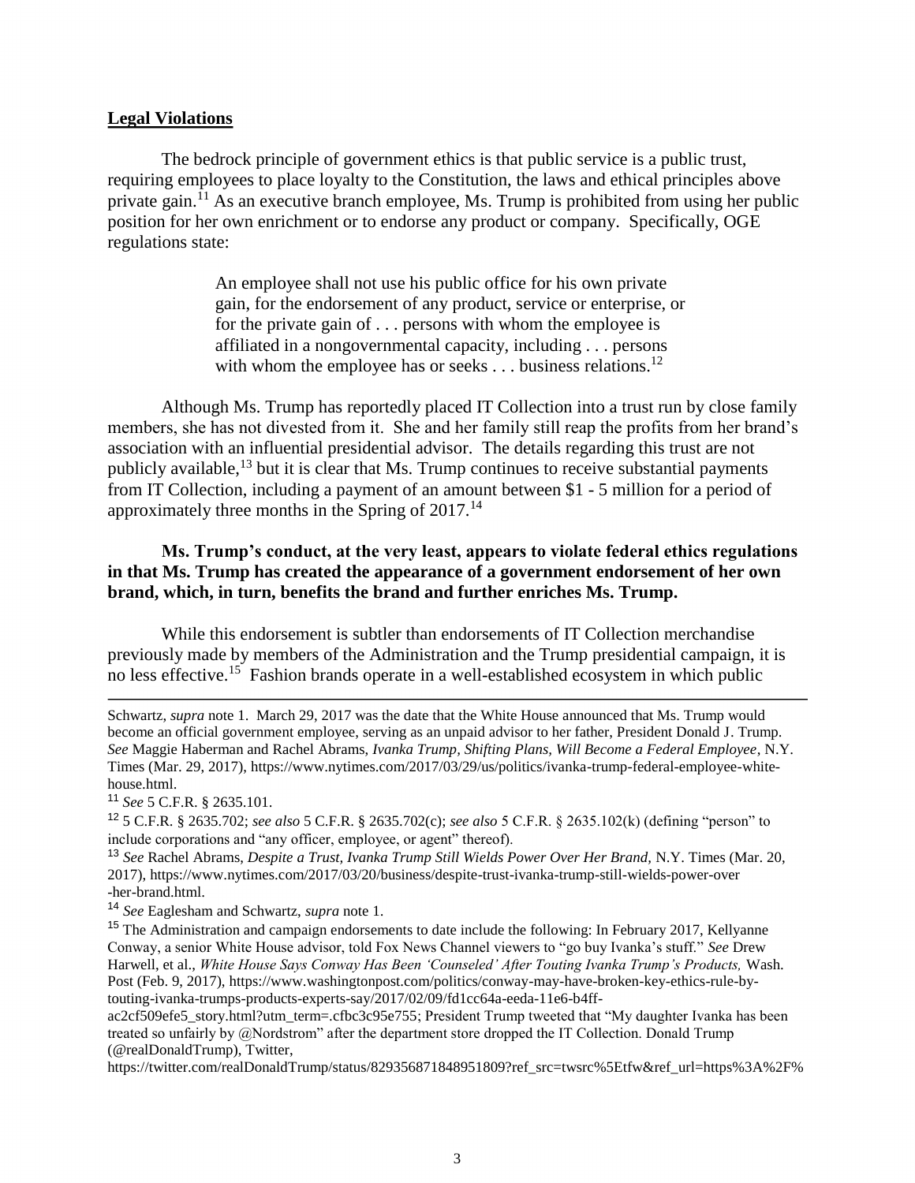**Legal Violations**

The bedrock principle of government ethics is that public service is a public trust, requiring employees to place loyalty to the Constitution, the laws and ethical principles above private gain.[11] As an executive branch employee, Ms. Trump is prohibited from using her public position for her own enrichment or to endorse any product or company. Specifically, OGE regulations state:

> An employee shall not use his public office for his own private gain, for the endorsement of any product, service or enterprise, or for the private gain of . . . persons with whom the employee is affiliated in a nongovernmental capacity, including . . . persons with whom the employee has or seeks . . . business relations.[12]

Although Ms. Trump has reportedly placed IT Collection into a trust run by close family members, she has not divested from it. She and her family still reap the profits from her brand's association with an influential presidential advisor. The details regarding this trust are not publicly available,[13] but it is clear that Ms. Trump continues to receive substantial payments from IT Collection, including a payment of an amount between $1 - 5 million for a period of approximately three months in the Spring of 2017.[14]

**Ms. Trump's conduct, at the very least, appears to violate federal ethics regulations in that Ms. Trump has created the appearance of a government endorsement of her own brand, which, in turn, benefits the brand and further enriches Ms. Trump.**

While this endorsement is subtler than endorsements of IT Collection merchandise previously made by members of the Administration and the Trump presidential campaign, it is no less effective.[15] Fashion brands operate in a well-established ecosystem in which public

---

Schwartz, *supra* note 1. March 29, 2017 was the date that the White House announced that Ms. Trump would become an official government employee, serving as an unpaid advisor to her father, President Donald J. Trump. *See* Maggie Haberman and Rachel Abrams, *Ivanka Trump, Shifting Plans, Will Become a Federal Employee*, N.Y. Times (Mar. 29, 2017), https://www.nytimes.com/2017/03/29/us/politics/ivanka-trump-federal-employee-white-house.html.

[11] *See* 5 C.F.R. § 2635.101.

[12] 5 C.F.R. § 2635.702; *see also* 5 C.F.R. § 2635.702(c); *see also* 5 C.F.R. § 2635.102(k) (defining "person" to include corporations and "any officer, employee, or agent" thereof).

[13] *See* Rachel Abrams, *Despite a Trust, Ivanka Trump Still Wields Power Over Her Brand*, N.Y. Times (Mar. 20, 2017), https://www.nytimes.com/2017/03/20/business/despite-trust-ivanka-trump-still-wields-power-over-her-brand.html.

[14] *See* Eaglesham and Schwartz, *supra* note 1.

[15] The Administration and campaign endorsements to date include the following: In February 2017, Kellyanne Conway, a senior White House advisor, told Fox News Channel viewers to "go buy Ivanka's stuff." *See* Drew Harwell, et al., *White House Says Conway Has Been 'Counseled' After Touting Ivanka Trump's Products,* Wash. Post (Feb. 9, 2017), https://www.washingtonpost.com/politics/conway-may-have-broken-key-ethics-rule-by-touting-ivanka-trumps-products-experts-say/2017/02/09/fd1cc64a-eeda-11e6-b4ff-ac2cf509efe5_story.html?utm_term=.cfbc3c95e755; President Trump tweeted that "My daughter Ivanka has been treated so unfairly by @Nordstrom" after the department store dropped the IT Collection. Donald Trump (@realDonaldTrump), Twitter, https://twitter.com/realDonaldTrump/status/829356871848951809?ref_src=twsrc%5Etfw&ref_url=https%3A%2F%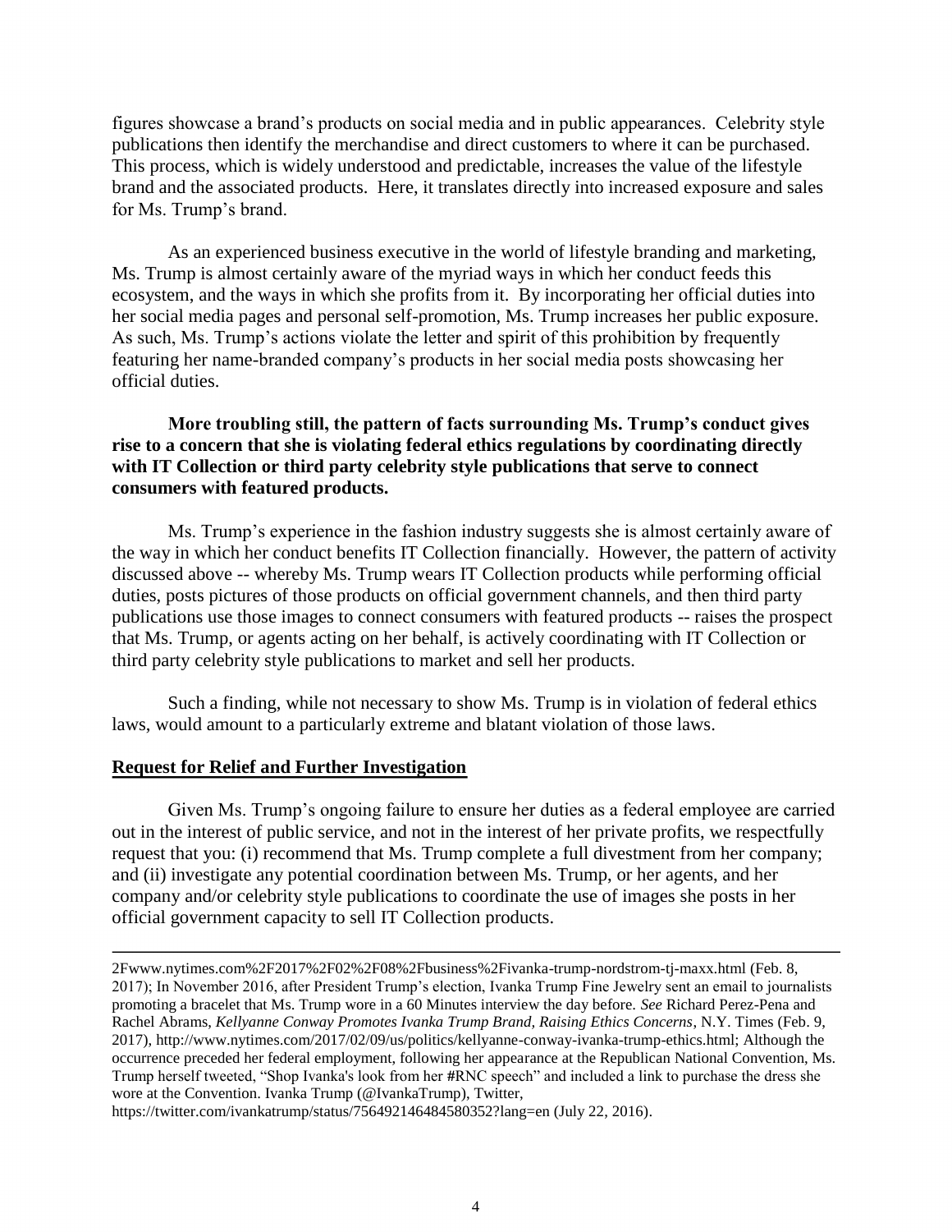figures showcase a brand's products on social media and in public appearances. Celebrity style publications then identify the merchandise and direct customers to where it can be purchased. This process, which is widely understood and predictable, increases the value of the lifestyle brand and the associated products. Here, it translates directly into increased exposure and sales for Ms. Trump's brand.

As an experienced business executive in the world of lifestyle branding and marketing, Ms. Trump is almost certainly aware of the myriad ways in which her conduct feeds this ecosystem, and the ways in which she profits from it. By incorporating her official duties into her social media pages and personal self-promotion, Ms. Trump increases her public exposure. As such, Ms. Trump's actions violate the letter and spirit of this prohibition by frequently featuring her name-branded company's products in her social media posts showcasing her official duties.

**More troubling still, the pattern of facts surrounding Ms. Trump's conduct gives rise to a concern that she is violating federal ethics regulations by coordinating directly with IT Collection or third party celebrity style publications that serve to connect consumers with featured products.**

Ms. Trump's experience in the fashion industry suggests she is almost certainly aware of the way in which her conduct benefits IT Collection financially. However, the pattern of activity discussed above -- whereby Ms. Trump wears IT Collection products while performing official duties, posts pictures of those products on official government channels, and then third party publications use those images to connect consumers with featured products -- raises the prospect that Ms. Trump, or agents acting on her behalf, is actively coordinating with IT Collection or third party celebrity style publications to market and sell her products.

Such a finding, while not necessary to show Ms. Trump is in violation of federal ethics laws, would amount to a particularly extreme and blatant violation of those laws.

**Request for Relief and Further Investigation**

Given Ms. Trump's ongoing failure to ensure her duties as a federal employee are carried out in the interest of public service, and not in the interest of her private profits, we respectfully request that you: (i) recommend that Ms. Trump complete a full divestment from her company; and (ii) investigate any potential coordination between Ms. Trump, or her agents, and her company and/or celebrity style publications to coordinate the use of images she posts in her official government capacity to sell IT Collection products.

---

2Fwww.nytimes.com%2F2017%2F02%2F08%2Fbusiness%2Fivanka-trump-nordstrom-tj-maxx.html (Feb. 8, 2017); In November 2016, after President Trump's election, Ivanka Trump Fine Jewelry sent an email to journalists promoting a bracelet that Ms. Trump wore in a 60 Minutes interview the day before. *See* Richard Perez-Pena and Rachel Abrams, *Kellyanne Conway Promotes Ivanka Trump Brand, Raising Ethics Concerns*, N.Y. Times (Feb. 9, 2017), http://www.nytimes.com/2017/02/09/us/politics/kellyanne-conway-ivanka-trump-ethics.html; Although the occurrence preceded her federal employment, following her appearance at the Republican National Convention, Ms. Trump herself tweeted, "Shop Ivanka's look from her #RNC speech" and included a link to purchase the dress she wore at the Convention. Ivanka Trump (@IvankaTrump), Twitter, https://twitter.com/ivankatrump/status/756492146484580352?lang=en (July 22, 2016).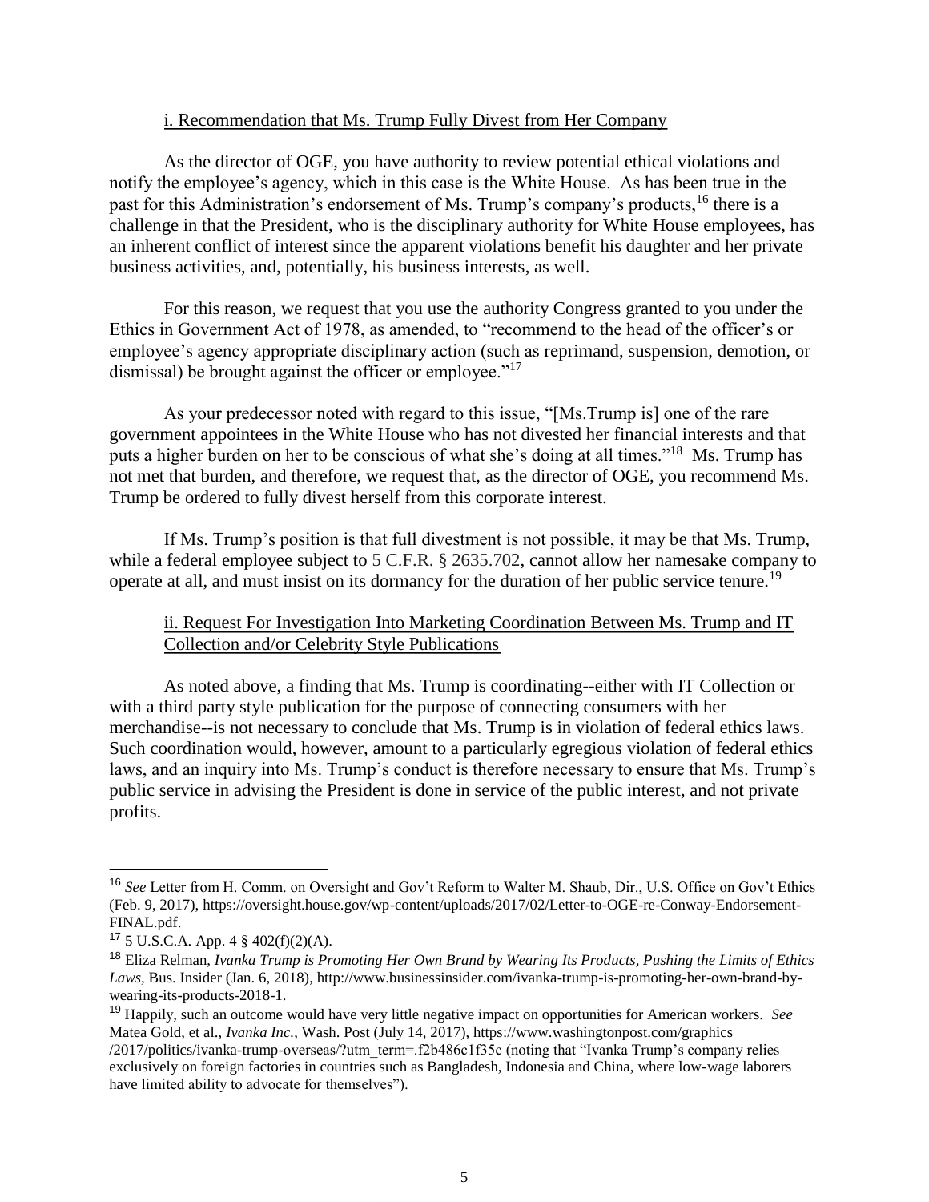i. Recommendation that Ms. Trump Fully Divest from Her Company

As the director of OGE, you have authority to review potential ethical violations and notify the employee's agency, which in this case is the White House. As has been true in the past for this Administration's endorsement of Ms. Trump's company's products,[16] there is a challenge in that the President, who is the disciplinary authority for White House employees, has an inherent conflict of interest since the apparent violations benefit his daughter and her private business activities, and, potentially, his business interests, as well.

For this reason, we request that you use the authority Congress granted to you under the Ethics in Government Act of 1978, as amended, to "recommend to the head of the officer's or employee's agency appropriate disciplinary action (such as reprimand, suspension, demotion, or dismissal) be brought against the officer or employee."[17]

As your predecessor noted with regard to this issue, "[Ms.Trump is] one of the rare government appointees in the White House who has not divested her financial interests and that puts a higher burden on her to be conscious of what she's doing at all times."[18] Ms. Trump has not met that burden, and therefore, we request that, as the director of OGE, you recommend Ms. Trump be ordered to fully divest herself from this corporate interest.

If Ms. Trump's position is that full divestment is not possible, it may be that Ms. Trump, while a federal employee subject to 5 C.F.R. § 2635.702, cannot allow her namesake company to operate at all, and must insist on its dormancy for the duration of her public service tenure.[19]

ii. Request For Investigation Into Marketing Coordination Between Ms. Trump and IT Collection and/or Celebrity Style Publications

As noted above, a finding that Ms. Trump is coordinating--either with IT Collection or with a third party style publication for the purpose of connecting consumers with her merchandise--is not necessary to conclude that Ms. Trump is in violation of federal ethics laws. Such coordination would, however, amount to a particularly egregious violation of federal ethics laws, and an inquiry into Ms. Trump's conduct is therefore necessary to ensure that Ms. Trump's public service in advising the President is done in service of the public interest, and not private profits.

---

[16] *See* Letter from H. Comm. on Oversight and Gov't Reform to Walter M. Shaub, Dir., U.S. Office on Gov't Ethics (Feb. 9, 2017), https://oversight.house.gov/wp-content/uploads/2017/02/Letter-to-OGE-re-Conway-Endorsement-FINAL.pdf.

[17] 5 U.S.C.A. App. 4 § 402(f)(2)(A).

[18] Eliza Relman, *Ivanka Trump is Promoting Her Own Brand by Wearing Its Products, Pushing the Limits of Ethics Laws*, Bus. Insider (Jan. 6, 2018), http://www.businessinsider.com/ivanka-trump-is-promoting-her-own-brand-by-wearing-its-products-2018-1.

[19] Happily, such an outcome would have very little negative impact on opportunities for American workers. *See* Matea Gold, et al., *Ivanka Inc.*, Wash. Post (July 14, 2017), https://www.washingtonpost.com/graphics /2017/politics/ivanka-trump-overseas/?utm_term=.f2b486c1f35c (noting that "Ivanka Trump's company relies exclusively on foreign factories in countries such as Bangladesh, Indonesia and China, where low-wage laborers have limited ability to advocate for themselves").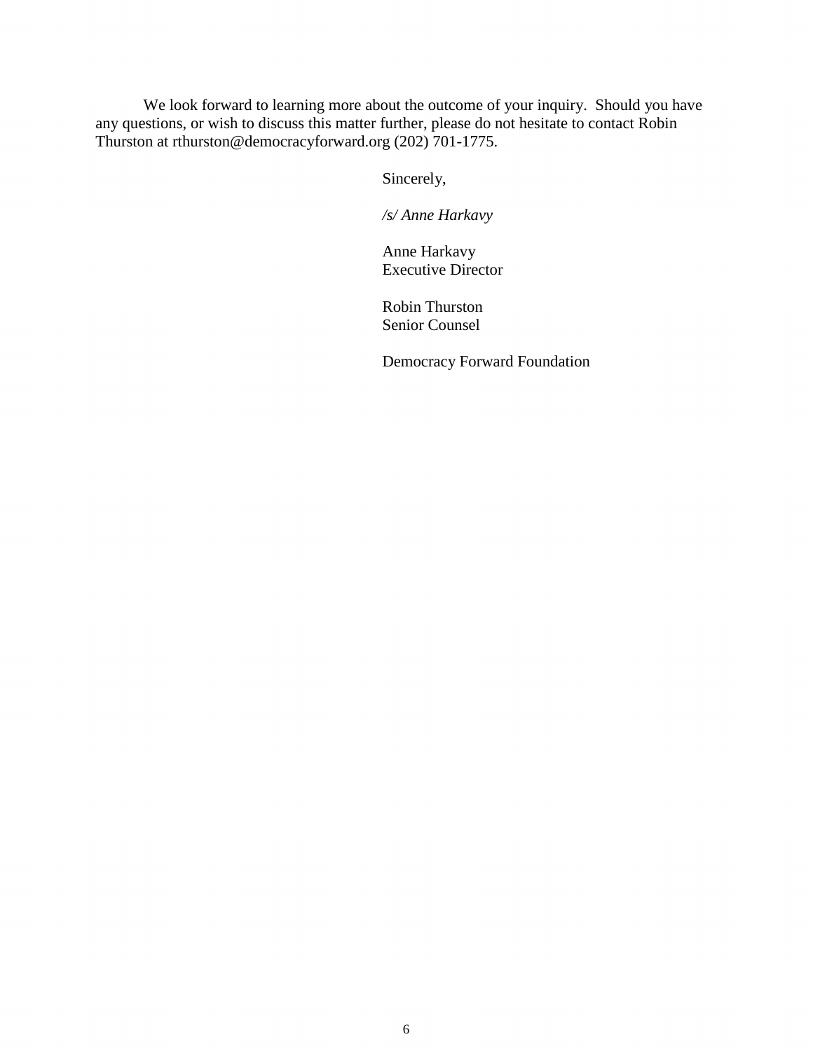We look forward to learning more about the outcome of your inquiry. Should you have any questions, or wish to discuss this matter further, please do not hesitate to contact Robin Thurston at rthurston@democracyforward.org (202) 701-1775.

Sincerely,

*/s/ Anne Harkavy*

Anne Harkavy
Executive Director

Robin Thurston
Senior Counsel

Democracy Forward Foundation